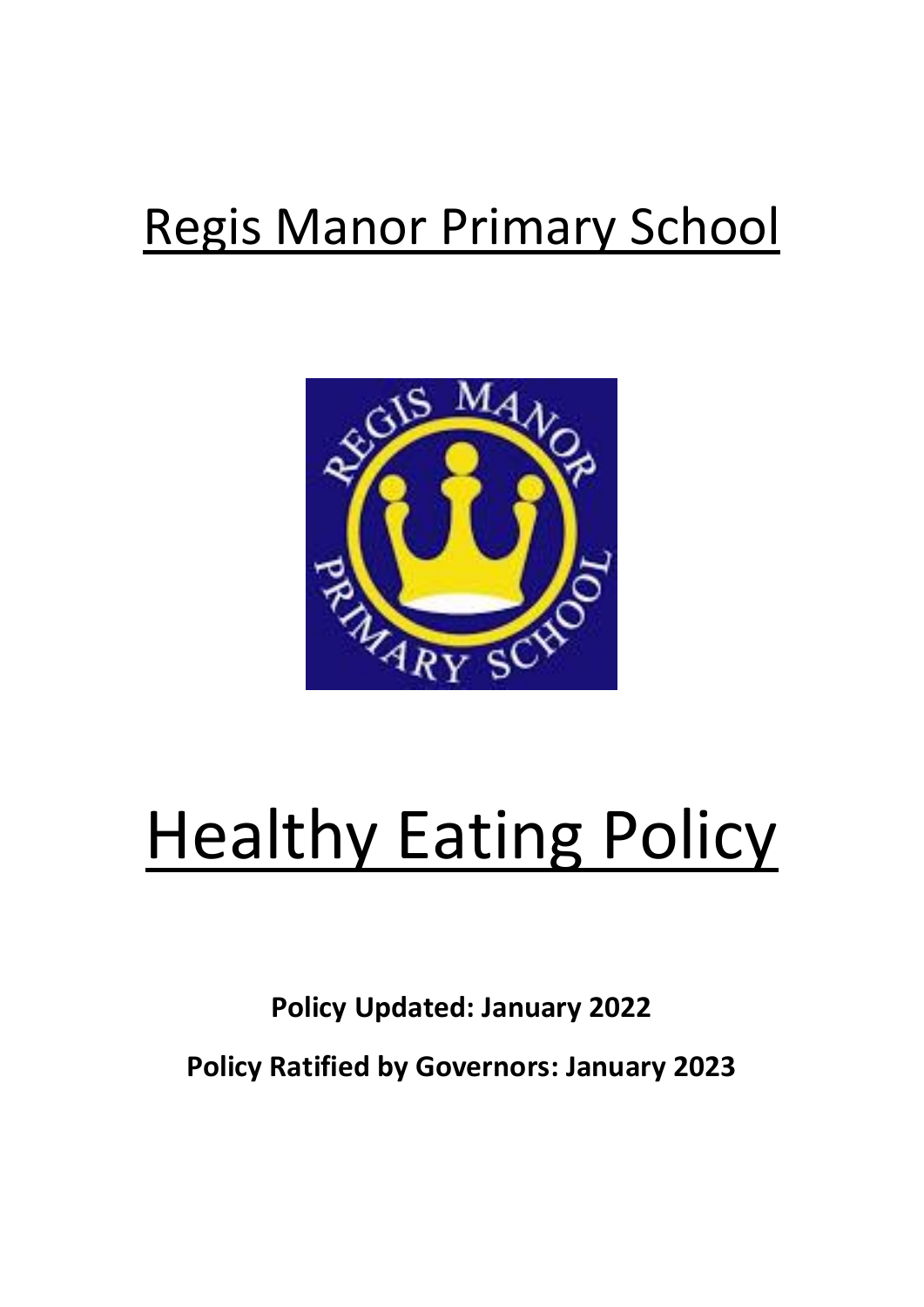# Regis Manor Primary School

# Healthy Eating Policy

**Policy Updated: January 2022**

**Policy Ratified by Governors: January 2023**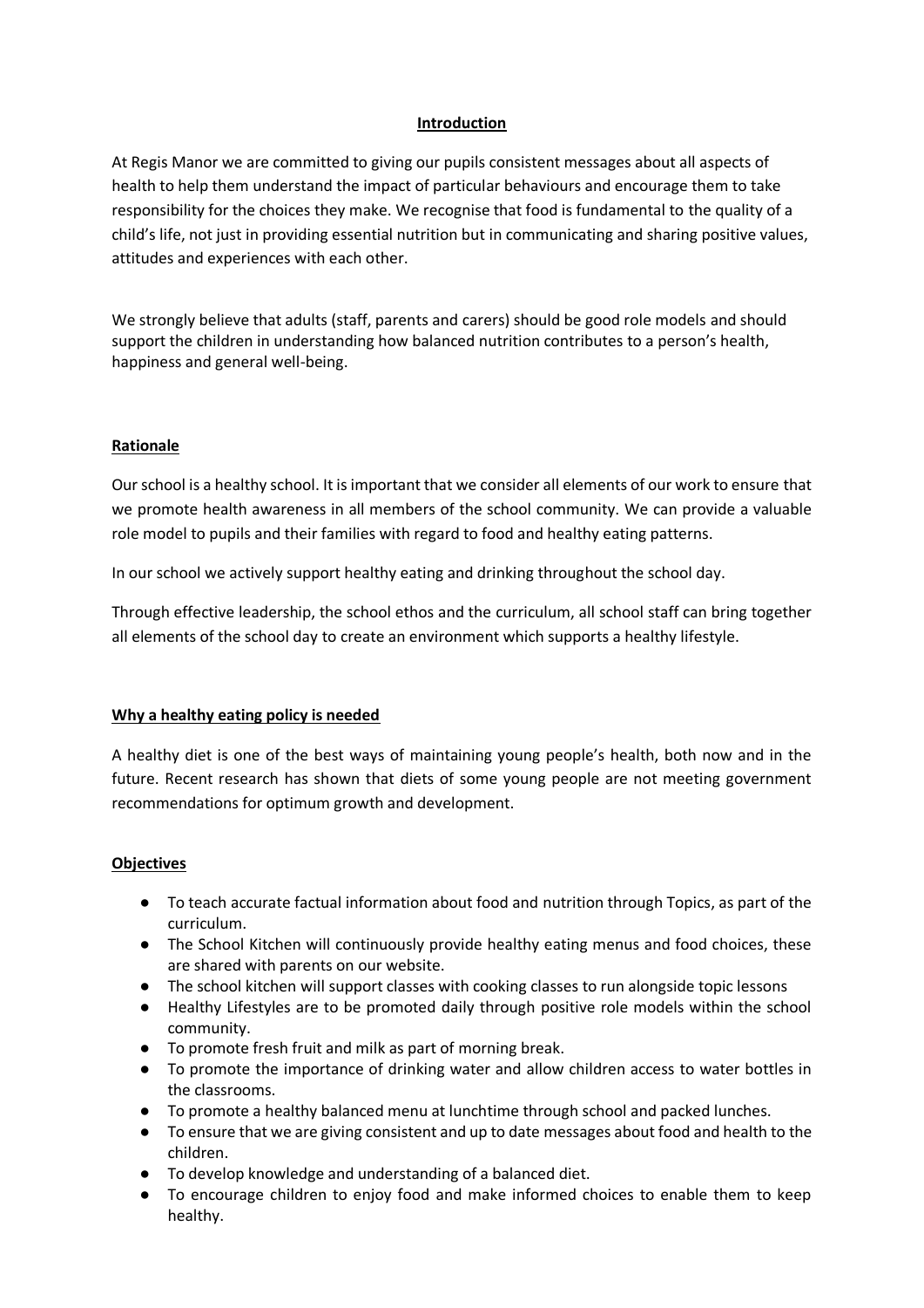## Introduction

At Regis Manor we are committed to giving our pupils consistent messages about all aspects of health to help them understand the impact of particular behaviours and encourage them to take responsibility for the choices they make. We recognise that food is fundamental to the quality of a child's life, not just in providing essential nutrition but in communicating and sharing positive values, attitudes and experiences with each other.

We strongly believe that adults (staff, parents and carers) should be good role models and should support the children in understanding how balanced nutrition contributes to a person's health, happiness and general well-being.

## Rationale

Our school is a healthy school. It is important that we consider all elements of our work to ensure that we promote health awareness in all members of the school community. We can provide a valuable role model to pupils and their families with regard to food and healthy eating patterns.

In our school we actively support healthy eating and drinking throughout the school day.

Through effective leadership, the school ethos and the curriculum, all school staff can bring together all elements of the school day to create an environment which supports a healthy lifestyle.

## Why a healthy eating policy is needed

A healthy diet is one of the best ways of maintaining young people's health, both now and in the future. Recent research has shown that diets of some young people are not meeting government recommendations for optimum growth and development.

## Objectives

- To teach accurate factual information about food and nutrition through Topics, as part of the curriculum.
- The School Kitchen will continuously provide healthy eating menus and food choices, these are shared with parents on our website.
- The school kitchen will support classes with cooking classes to run alongside topic lessons
- Healthy Lifestyles are to be promoted daily through positive role models within the school community.
- To promote fresh fruit and milk as part of morning break.
- To promote the importance of drinking water and allow children access to water bottles in the classrooms.
- To promote a healthy balanced menu at lunchtime through school and packed lunches.
- To ensure that we are giving consistent and up to date messages about food and health to the children.
- To develop knowledge and understanding of a balanced diet.
- To encourage children to enjoy food and make informed choices to enable them to keep healthy.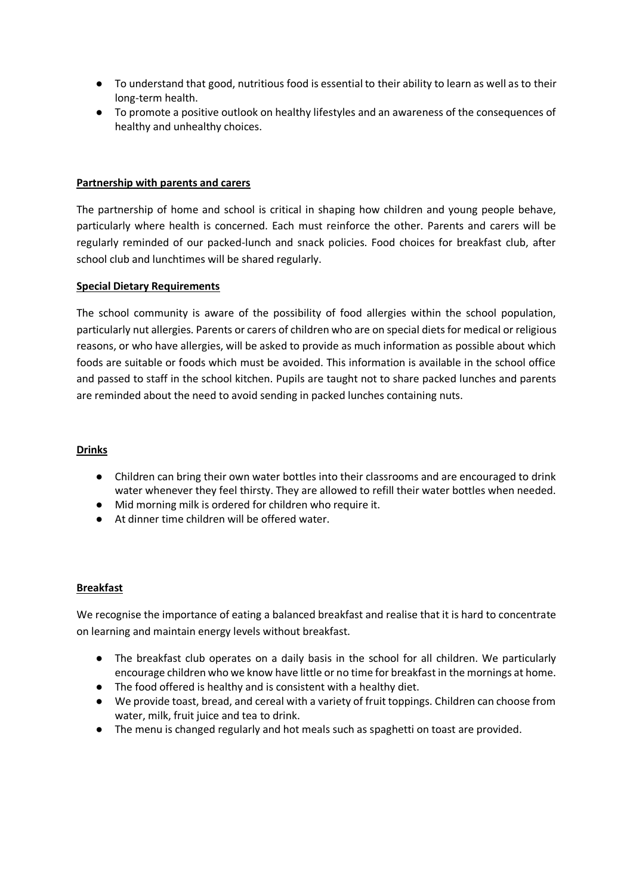- To understand that good, nutritious food is essential to their ability to learn as well as to their long-term health.
- To promote a positive outlook on healthy lifestyles and an awareness of the consequences of healthy and unhealthy choices.

**Partnership with parents and carers**

The partnership of home and school is critical in shaping how children and young people behave, particularly where health is concerned. Each must reinforce the other. Parents and carers will be regularly reminded of our packed-lunch and snack policies. Food choices for breakfast club, after school club and lunchtimes will be shared regularly.

**Special Dietary Requirements**

The school community is aware of the possibility of food allergies within the school population, particularly nut allergies. Parents or carers of children who are on special diets for medical or religious reasons, or who have allergies, will be asked to provide as much information as possible about which foods are suitable or foods which must be avoided. This information is available in the school office and passed to staff in the school kitchen. Pupils are taught not to share packed lunches and parents are reminded about the need to avoid sending in packed lunches containing nuts.

**Drinks**

- Children can bring their own water bottles into their classrooms and are encouraged to drink water whenever they feel thirsty. They are allowed to refill their water bottles when needed.
- Mid morning milk is ordered for children who require it.
- At dinner time children will be offered water.

**Breakfast**

We recognise the importance of eating a balanced breakfast and realise that it is hard to concentrate on learning and maintain energy levels without breakfast.

- The breakfast club operates on a daily basis in the school for all children. We particularly encourage children who we know have little or no time for breakfast in the mornings at home.
- The food offered is healthy and is consistent with a healthy diet.
- We provide toast, bread, and cereal with a variety of fruit toppings. Children can choose from water, milk, fruit juice and tea to drink.
- The menu is changed regularly and hot meals such as spaghetti on toast are provided.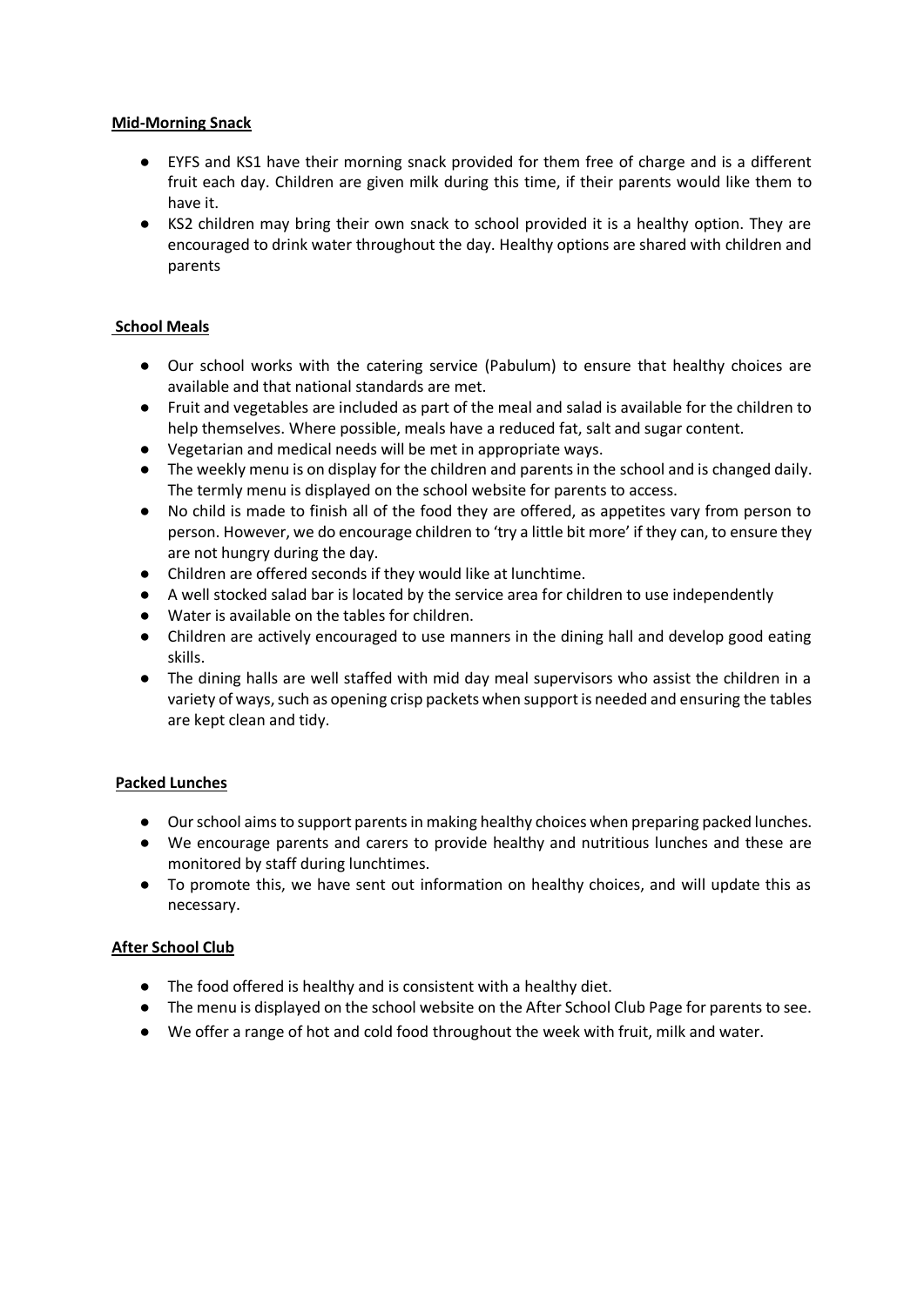**Mid-Morning Snack**

- EYFS and KS1 have their morning snack provided for them free of charge and is a different fruit each day. Children are given milk during this time, if their parents would like them to have it.
- KS2 children may bring their own snack to school provided it is a healthy option. They are encouraged to drink water throughout the day. Healthy options are shared with children and parents

**School Meals**

- Our school works with the catering service (Pabulum) to ensure that healthy choices are available and that national standards are met.
- Fruit and vegetables are included as part of the meal and salad is available for the children to help themselves. Where possible, meals have a reduced fat, salt and sugar content.
- Vegetarian and medical needs will be met in appropriate ways.
- The weekly menu is on display for the children and parents in the school and is changed daily. The termly menu is displayed on the school website for parents to access.
- No child is made to finish all of the food they are offered, as appetites vary from person to person. However, we do encourage children to 'try a little bit more' if they can, to ensure they are not hungry during the day.
- Children are offered seconds if they would like at lunchtime.
- A well stocked salad bar is located by the service area for children to use independently
- Water is available on the tables for children.
- Children are actively encouraged to use manners in the dining hall and develop good eating skills.
- The dining halls are well staffed with mid day meal supervisors who assist the children in a variety of ways, such as opening crisp packets when support is needed and ensuring the tables are kept clean and tidy.

**Packed Lunches**

- Our school aims to support parents in making healthy choices when preparing packed lunches.
- We encourage parents and carers to provide healthy and nutritious lunches and these are monitored by staff during lunchtimes.
- To promote this, we have sent out information on healthy choices, and will update this as necessary.

**After School Club**

- The food offered is healthy and is consistent with a healthy diet.
- The menu is displayed on the school website on the After School Club Page for parents to see.
- We offer a range of hot and cold food throughout the week with fruit, milk and water.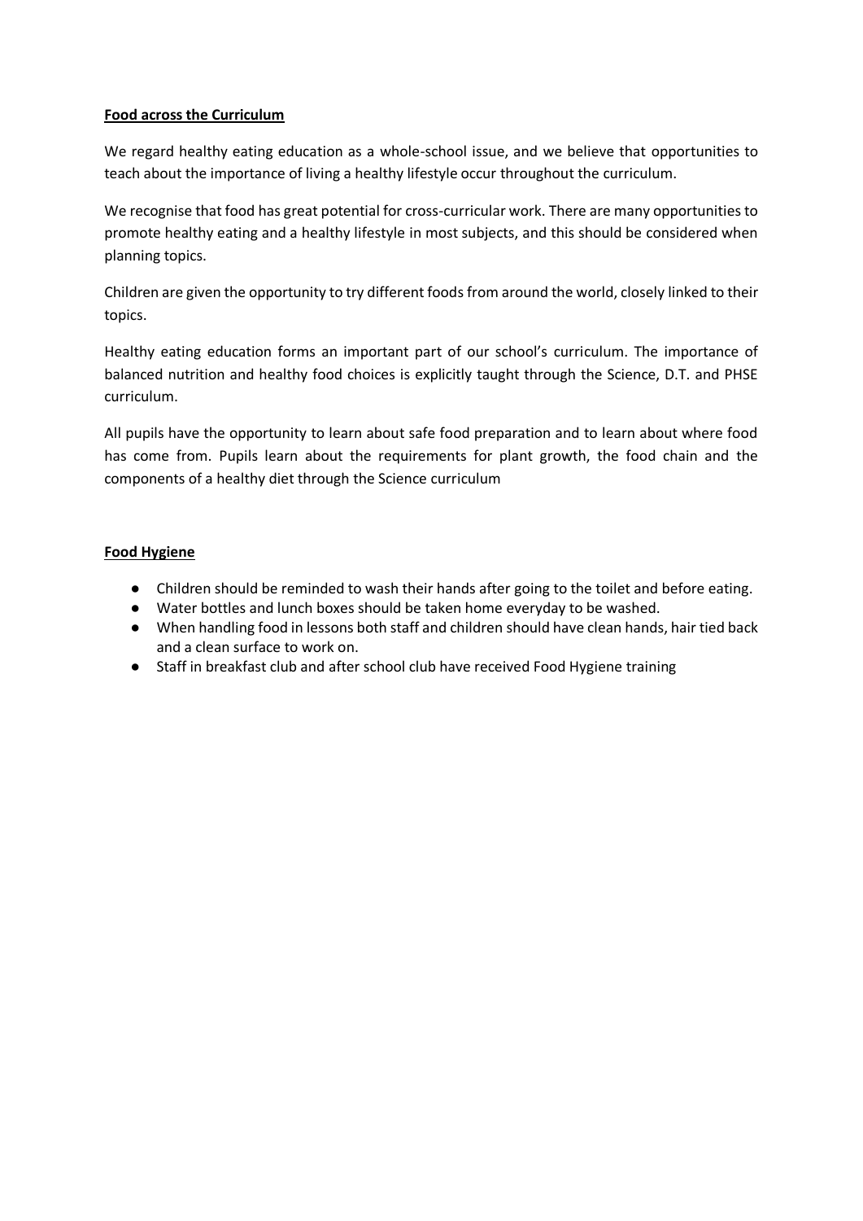**Food across the Curriculum**

We regard healthy eating education as a whole-school issue, and we believe that opportunities to teach about the importance of living a healthy lifestyle occur throughout the curriculum.

We recognise that food has great potential for cross-curricular work. There are many opportunities to promote healthy eating and a healthy lifestyle in most subjects, and this should be considered when planning topics.

Children are given the opportunity to try different foods from around the world, closely linked to their topics.

Healthy eating education forms an important part of our school's curriculum. The importance of balanced nutrition and healthy food choices is explicitly taught through the Science, D.T. and PHSE curriculum.

All pupils have the opportunity to learn about safe food preparation and to learn about where food has come from. Pupils learn about the requirements for plant growth, the food chain and the components of a healthy diet through the Science curriculum

**Food Hygiene**

- Children should be reminded to wash their hands after going to the toilet and before eating.
- Water bottles and lunch boxes should be taken home everyday to be washed.
- When handling food in lessons both staff and children should have clean hands, hair tied back and a clean surface to work on.
- Staff in breakfast club and after school club have received Food Hygiene training